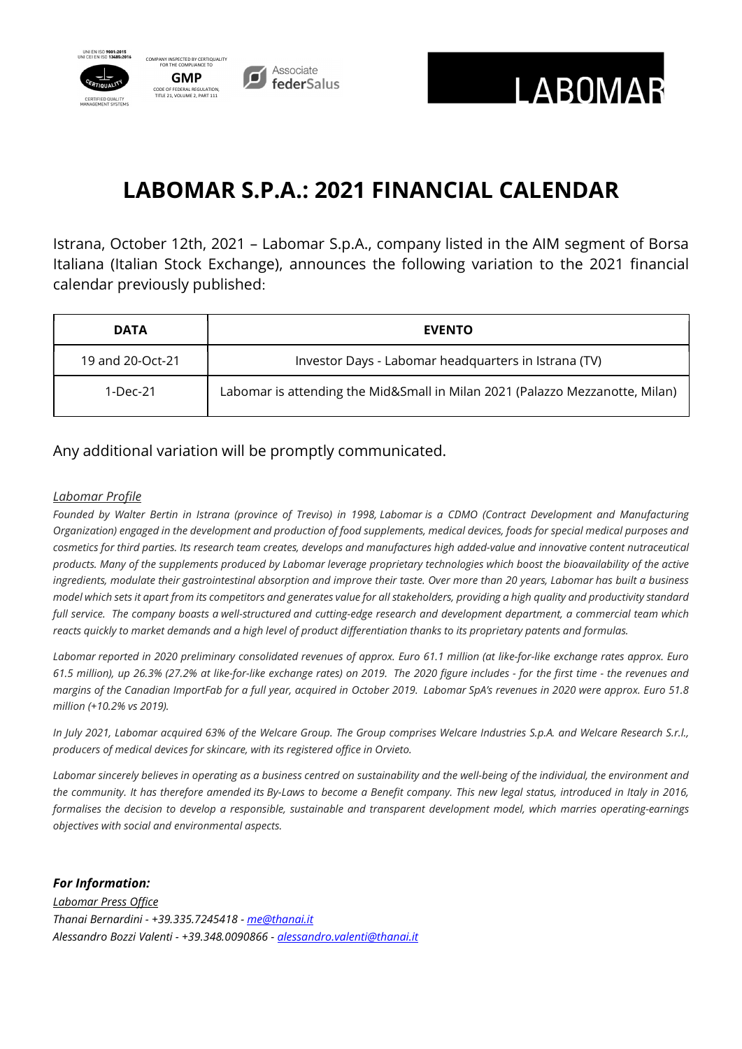# LABOMAR S.P.A.: 2021 FINANCIAL CALENDAR

Istrana, October 12th, 2021 – Labomar S.p.A., company listed in the AIM segment of Borsa Italiana (Italian Stock Exchange), announces the following variation to the 2021 financial calendar previously published:

| DATA | EVENTO |
|---|---|
| 19 and 20-Oct-21 | Investor Days - Labomar headquarters in Istrana (TV) |
| 1-Dec-21 | Labomar is attending the Mid&Small in Milan 2021 (Palazzo Mezzanotte, Milan) |

Any additional variation will be promptly communicated.

*Labomar Profile*

*Founded by Walter Bertin in Istrana (province of Treviso) in 1998, Labomar is a CDMO (Contract Development and Manufacturing Organization) engaged in the development and production of food supplements, medical devices, foods for special medical purposes and cosmetics for third parties. Its research team creates, develops and manufactures high added-value and innovative content nutraceutical products. Many of the supplements produced by Labomar leverage proprietary technologies which boost the bioavailability of the active ingredients, modulate their gastrointestinal absorption and improve their taste. Over more than 20 years, Labomar has built a business model which sets it apart from its competitors and generates value for all stakeholders, providing a high quality and productivity standard full service. The company boasts a well-structured and cutting-edge research and development department, a commercial team which reacts quickly to market demands and a high level of product differentiation thanks to its proprietary patents and formulas.*

*Labomar reported in 2020 preliminary consolidated revenues of approx. Euro 61.1 million (at like-for-like exchange rates approx. Euro 61.5 million), up 26.3% (27.2% at like-for-like exchange rates) on 2019. The 2020 figure includes - for the first time - the revenues and margins of the Canadian ImportFab for a full year, acquired in October 2019. Labomar SpA's revenues in 2020 were approx. Euro 51.8 million (+10.2% vs 2019).*

*In July 2021, Labomar acquired 63% of the Welcare Group. The Group comprises Welcare Industries S.p.A. and Welcare Research S.r.l., producers of medical devices for skincare, with its registered office in Orvieto.*

*Labomar sincerely believes in operating as a business centred on sustainability and the well-being of the individual, the environment and the community. It has therefore amended its By-Laws to become a Benefit company. This new legal status, introduced in Italy in 2016, formalises the decision to develop a responsible, sustainable and transparent development model, which marries operating-earnings objectives with social and environmental aspects.*

***For Information:***

*Labomar Press Office*

*Thanai Bernardini - +39.335.7245418 - me@thanai.it*

*Alessandro Bozzi Valenti - +39.348.0090866 - alessandro.valenti@thanai.it*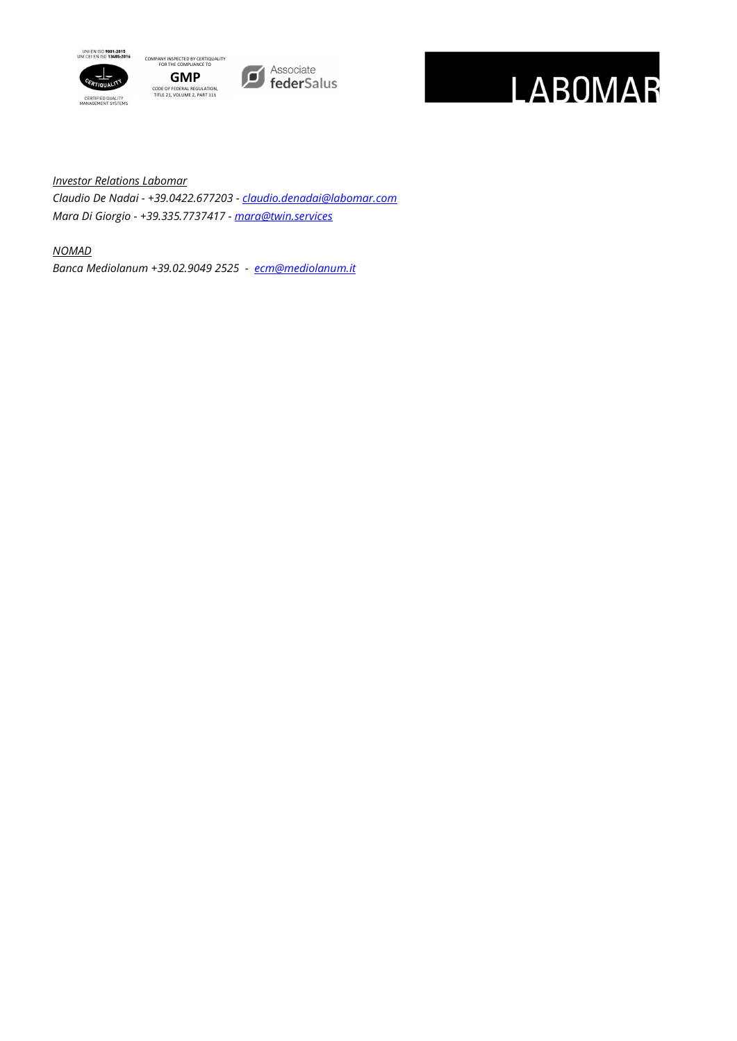*Investor Relations Labomar*
*Claudio De Nadai - +39.0422.677203 - claudio.denadai@labomar.com*
*Mara Di Giorgio - +39.335.7737417 - mara@twin.services*

*NOMAD*
*Banca Mediolanum +39.02.9049 2525 - ecm@mediolanum.it*